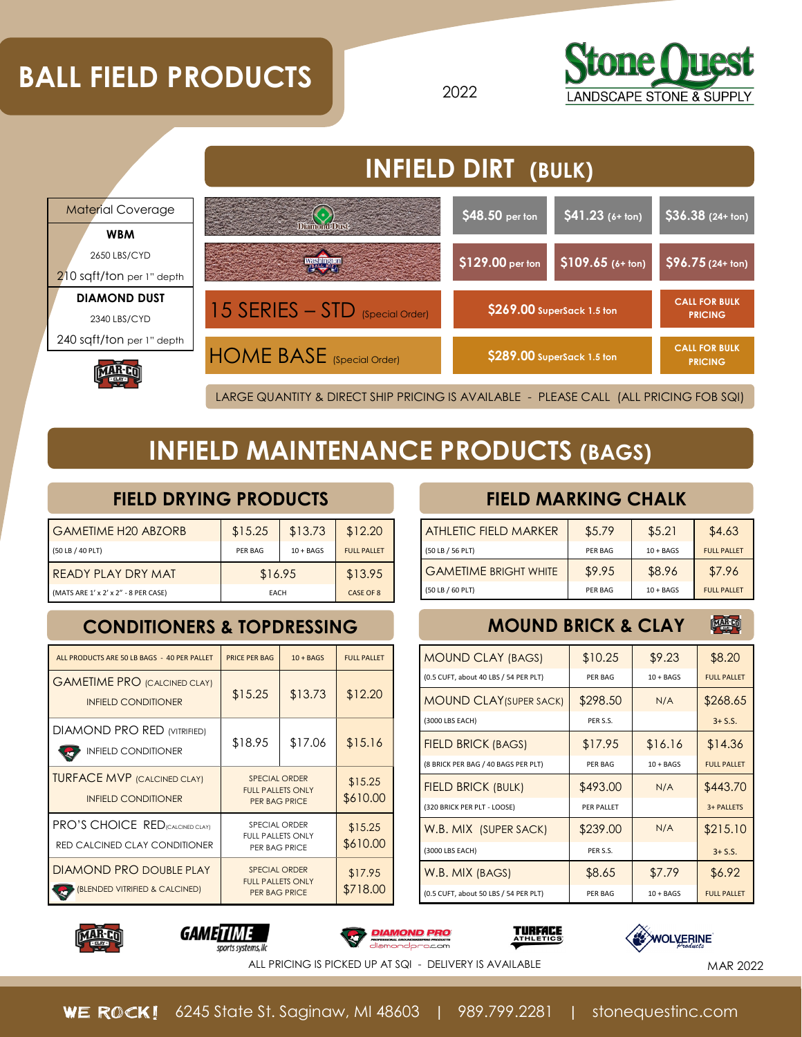# BALL FIELD PRODUCTS

2022

Stone Quest
LANDSCAPE STONE & SUPPLY

## INFIELD DIRT (BULK)

| Material Coverage |
|---|
| **WBM** |
| 2650 LBS/CYD |
| 210 sqft/ton per 1" depth |
| **DIAMOND DUST** |
| 2340 LBS/CYD |
| 240 sqft/ton per 1" depth |

| Product | | | |
|---|---|---|---|
| Diamond Dust | $48.50 per ton | $41.23 (6+ ton) | $36.38 (24+ ton) |
| Washington Ball Mix | $129.00 per ton | $109.65 (6+ ton) | $96.75 (24+ ton) |
| 15 SERIES – STD (Special Order) | $269.00 SuperSack 1.5 ton | | CALL FOR BULK PRICING |
| HOME BASE (Special Order) | $289.00 SuperSack 1.5 ton | | CALL FOR BULK PRICING |

LARGE QUANTITY & DIRECT SHIP PRICING IS AVAILABLE - PLEASE CALL (ALL PRICING FOB SQI)

## INFIELD MAINTENANCE PRODUCTS (BAGS)

### FIELD DRYING PRODUCTS

| Product | | | |
|---|---|---|---|
| GAMETIME H20 ABZORB (50 LB / 40 PLT) | $15.25 PER BAG | $13.73 10 + BAGS | $12.20 FULL PALLET |
| READY PLAY DRY MAT (MATS ARE 1' x 2' x 2" - 8 PER CASE) | $16.95 EACH | | $13.95 CASE OF 8 |

### CONDITIONERS & TOPDRESSING

| ALL PRODUCTS ARE 50 LB BAGS - 40 PER PALLET | PRICE PER BAG | 10 + BAGS | FULL PALLET |
|---|---|---|---|
| GAMETIME PRO (CALCINED CLAY) INFIELD CONDITIONER | $15.25 | $13.73 | $12.20 |
| DIAMOND PRO RED (VITRIFIED) INFIELD CONDITIONER | $18.95 | $17.06 | $15.16 |
| TURFACE MVP (CALCINED CLAY) INFIELD CONDITIONER | SPECIAL ORDER FULL PALLETS ONLY PER BAG PRICE | | $15.25 $610.00 |
| PRO'S CHOICE RED (CALCINED CLAY) RED CALCINED CLAY CONDITIONER | SPECIAL ORDER FULL PALLETS ONLY PER BAG PRICE | | $15.25 $610.00 |
| DIAMOND PRO DOUBLE PLAY (BLENDED VITRIFIED & CALCINED) | SPECIAL ORDER FULL PALLETS ONLY PER BAG PRICE | | $17.95 $718.00 |

### FIELD MARKING CHALK

| Product | | | |
|---|---|---|---|
| ATHLETIC FIELD MARKER (50 LB / 56 PLT) | $5.79 PER BAG | $5.21 10 + BAGS | $4.63 FULL PALLET |
| GAMETIME BRIGHT WHITE (50 LB / 60 PLT) | $9.95 PER BAG | $8.96 10 + BAGS | $7.96 FULL PALLET |

### MOUND BRICK & CLAY

| Product | | | |
|---|---|---|---|
| MOUND CLAY (BAGS) (0.5 CUFT, about 40 LBS / 54 PER PLT) | $10.25 PER BAG | $9.23 10 + BAGS | $8.20 FULL PALLET |
| MOUND CLAY (SUPER SACK) (3000 LBS EACH) | $298.50 PER S.S. | N/A | $268.65 3+ S.S. |
| FIELD BRICK (BAGS) (8 BRICK PER BAG / 40 BAGS PER PLT) | $17.95 PER BAG | $16.16 10 + BAGS | $14.36 FULL PALLET |
| FIELD BRICK (BULK) (320 BRICK PER PLT - LOOSE) | $493.00 PER PALLET | N/A | $443.70 3+ PALLETS |
| W.B. MIX (SUPER SACK) (3000 LBS EACH) | $239.00 PER S.S. | N/A | $215.10 3+ S.S. |
| W.B. MIX (BAGS) (0.5 CUFT, about 50 LBS / 54 PER PLT) | $8.65 PER BAG | $7.79 10 + BAGS | $6.92 FULL PALLET |

ALL PRICING IS PICKED UP AT SQI - DELIVERY IS AVAILABLE

MAR 2022

WE ROCK! 6245 State St. Saginaw, MI 48603 | 989.799.2281 | stonequestinc.com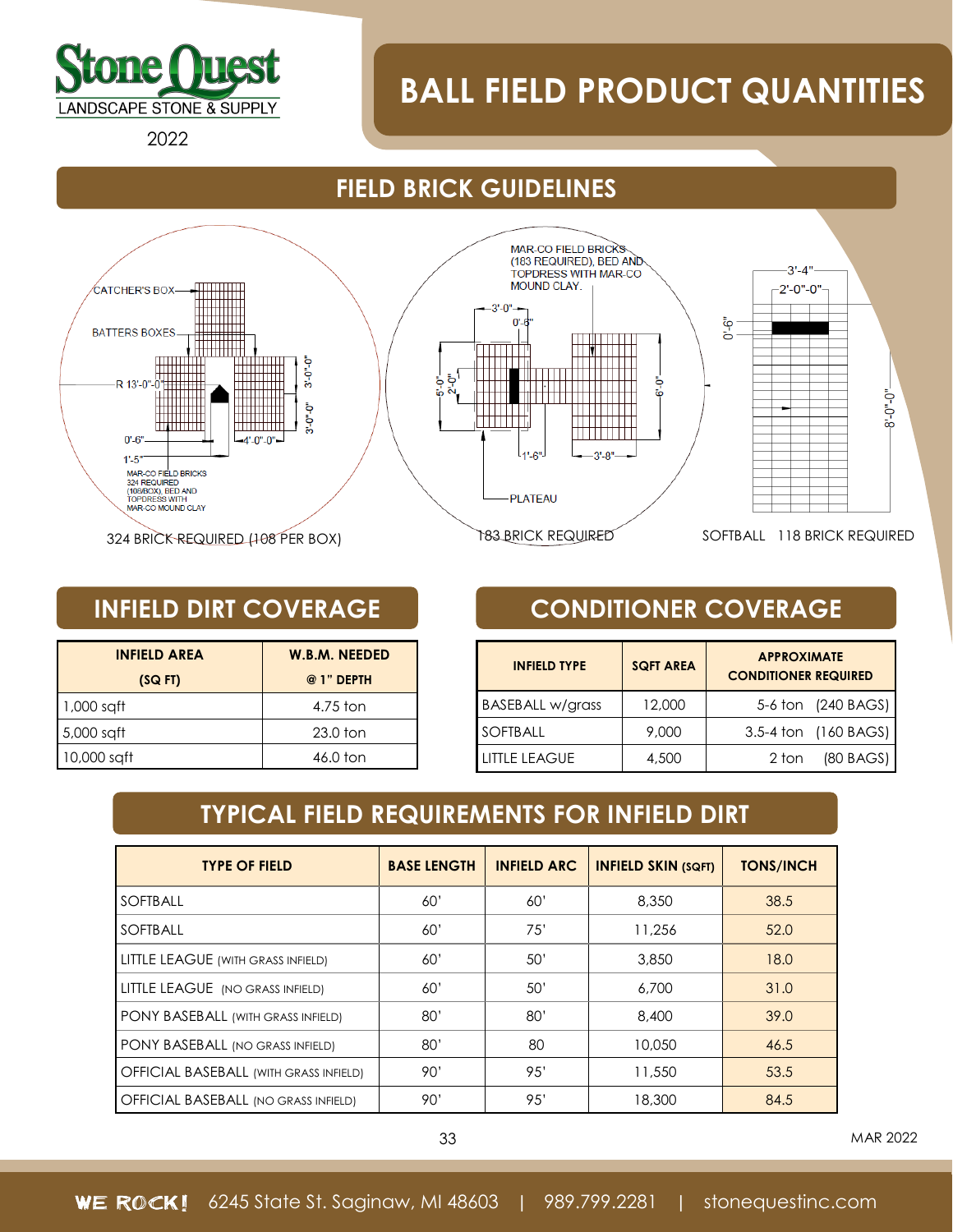Stone Quest
LANDSCAPE STONE & SUPPLY
2022

# BALL FIELD PRODUCT QUANTITIES

## FIELD BRICK GUIDELINES

CATCHER'S BOX
BATTERS BOXES
R 13'-0"-0"
3'-0"-0"
3'-0"-0"
0'-6"
4'-0"-0"
1'-5"
MAR-CO FIELD BRICKS 324 REQUIRED (108/BOX), BED AND TOPDRESS WITH MAR-CO MOUND CLAY

324 BRICK REQUIRED (108 PER BOX)

MAR-CO FIELD BRICKS (183 REQUIRED), BED AND TOPDRESS WITH MAR-CO MOUND CLAY.
3'-0"
0'-6"
5'-0"
2'-0"
6'-0"
1'-6"
3'-8"
PLATEAU

183 BRICK REQUIRED

3'-4"
2'-0"-0"
0'-6"
8'-0"-0"

SOFTBALL 118 BRICK REQUIRED

## INFIELD DIRT COVERAGE

| INFIELD AREA (SQ FT) | W.B.M. NEEDED @ 1" DEPTH |
|---|---|
| 1,000 sqft | 4.75 ton |
| 5,000 sqft | 23.0 ton |
| 10,000 sqft | 46.0 ton |

## CONDITIONER COVERAGE

| INFIELD TYPE | SQFT AREA | APPROXIMATE CONDITIONER REQUIRED |
|---|---|---|
| BASEBALL w/grass | 12,000 | 5-6 ton (240 BAGS) |
| SOFTBALL | 9,000 | 3.5-4 ton (160 BAGS) |
| LITTLE LEAGUE | 4,500 | 2 ton (80 BAGS) |

## TYPICAL FIELD REQUIREMENTS FOR INFIELD DIRT

| TYPE OF FIELD | BASE LENGTH | INFIELD ARC | INFIELD SKIN (SQFT) | TONS/INCH |
|---|---|---|---|---|
| SOFTBALL | 60' | 60' | 8,350 | 38.5 |
| SOFTBALL | 60' | 75' | 11,256 | 52.0 |
| LITTLE LEAGUE (WITH GRASS INFIELD) | 60' | 50' | 3,850 | 18.0 |
| LITTLE LEAGUE (NO GRASS INFIELD) | 60' | 50' | 6,700 | 31.0 |
| PONY BASEBALL (WITH GRASS INFIELD) | 80' | 80' | 8,400 | 39.0 |
| PONY BASEBALL (NO GRASS INFIELD) | 80' | 80 | 10,050 | 46.5 |
| OFFICIAL BASEBALL (WITH GRASS INFIELD) | 90' | 95' | 11,550 | 53.5 |
| OFFICIAL BASEBALL (NO GRASS INFIELD) | 90' | 95' | 18,300 | 84.5 |

MAR 2022

WE ROCK! 6245 State St. Saginaw, MI 48603 | 989.799.2281 | stonequestinc.com